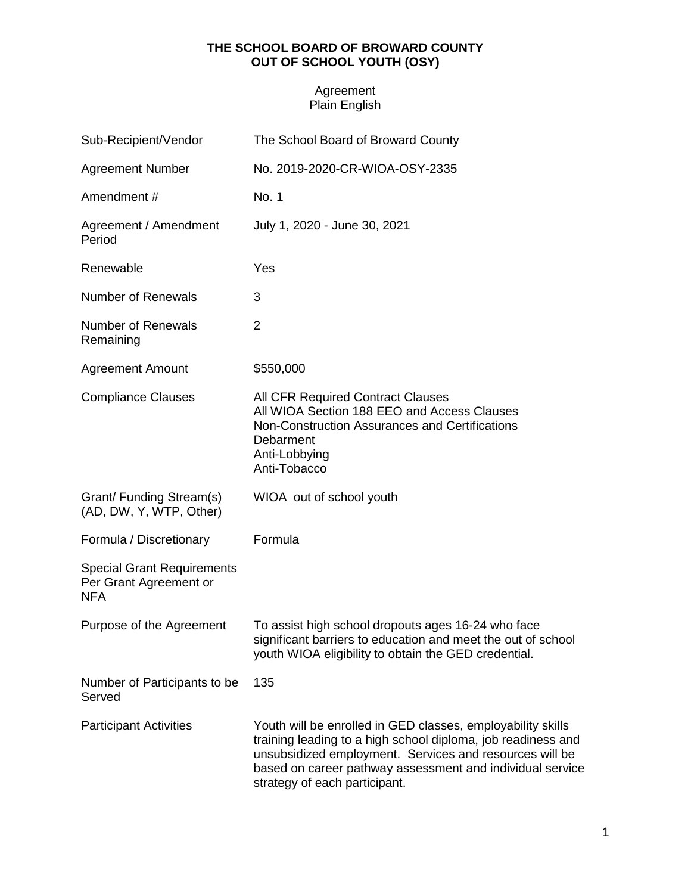**THE SCHOOL BOARD OF BROWARD COUNTY**
**OUT OF SCHOOL YOUTH (OSY)**

Agreement
Plain English

| | |
|---|---|
| Sub-Recipient/Vendor | The School Board of Broward County |
| Agreement Number | No. 2019-2020-CR-WIOA-OSY-2335 |
| Amendment # | No. 1 |
| Agreement / Amendment Period | July 1, 2020 - June 30, 2021 |
| Renewable | Yes |
| Number of Renewals | 3 |
| Number of Renewals Remaining | 2 |
| Agreement Amount | $550,000 |
| Compliance Clauses | All CFR Required Contract Clauses<br>All WIOA Section 188 EEO and Access Clauses<br>Non-Construction Assurances and Certifications<br>Debarment<br>Anti-Lobbying<br>Anti-Tobacco |
| Grant/ Funding Stream(s) (AD, DW, Y, WTP, Other) | WIOA out of school youth |
| Formula / Discretionary | Formula |
| Special Grant Requirements Per Grant Agreement or NFA | |
| Purpose of the Agreement | To assist high school dropouts ages 16-24 who face significant barriers to education and meet the out of school youth WIOA eligibility to obtain the GED credential. |
| Number of Participants to be Served | 135 |
| Participant Activities | Youth will be enrolled in GED classes, employability skills training leading to a high school diploma, job readiness and unsubsidized employment. Services and resources will be based on career pathway assessment and individual service strategy of each participant. |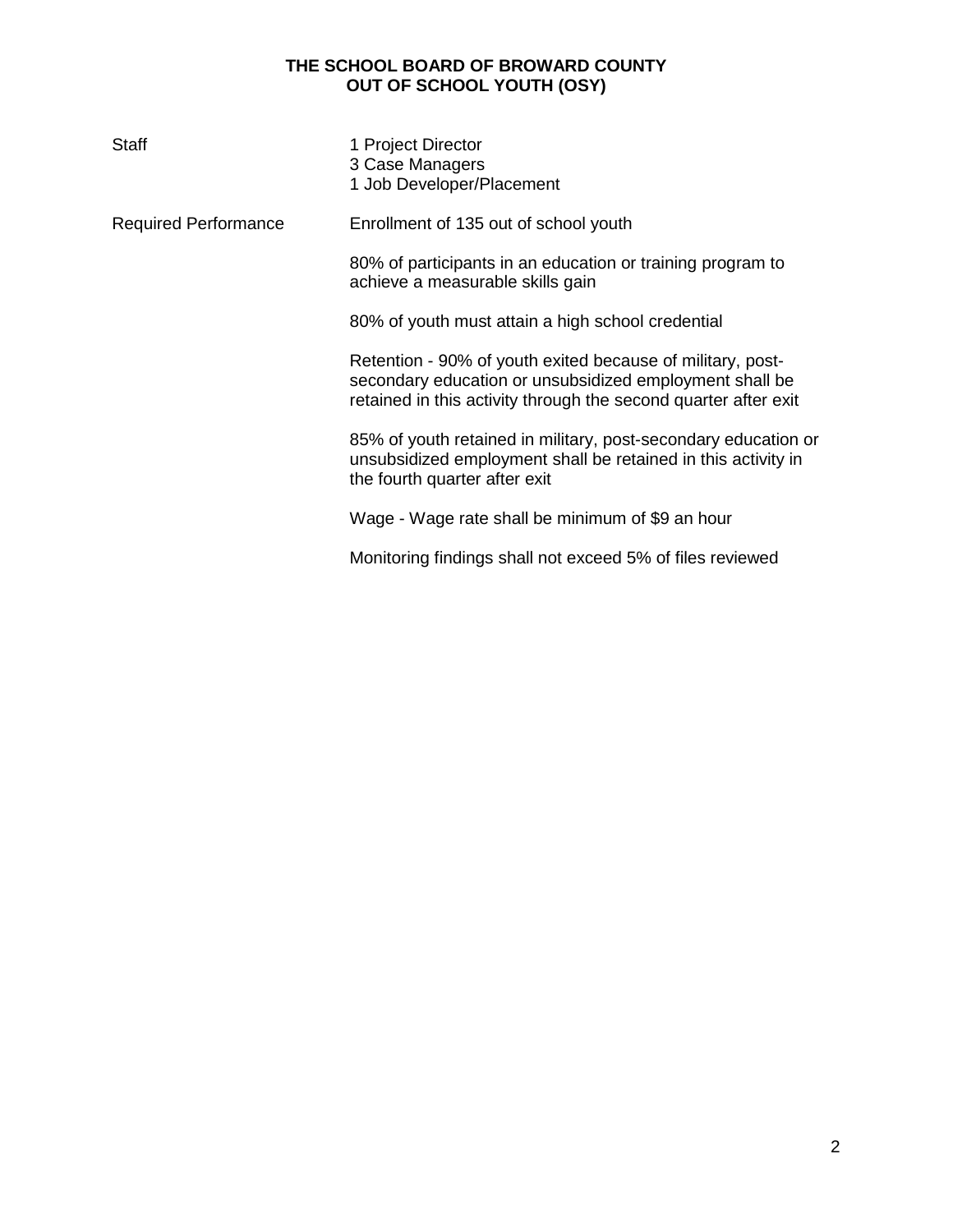**THE SCHOOL BOARD OF BROWARD COUNTY**
**OUT OF SCHOOL YOUTH (OSY)**

| | |
|---|---|
| Staff | 1 Project Director<br>3 Case Managers<br>1 Job Developer/Placement |
| Required Performance | Enrollment of 135 out of school youth |
| | 80% of participants in an education or training program to achieve a measurable skills gain |
| | 80% of youth must attain a high school credential |
| | Retention - 90% of youth exited because of military, post-secondary education or unsubsidized employment shall be retained in this activity through the second quarter after exit |
| | 85% of youth retained in military, post-secondary education or unsubsidized employment shall be retained in this activity in the fourth quarter after exit |
| | Wage - Wage rate shall be minimum of $9 an hour |
| | Monitoring findings shall not exceed 5% of files reviewed |